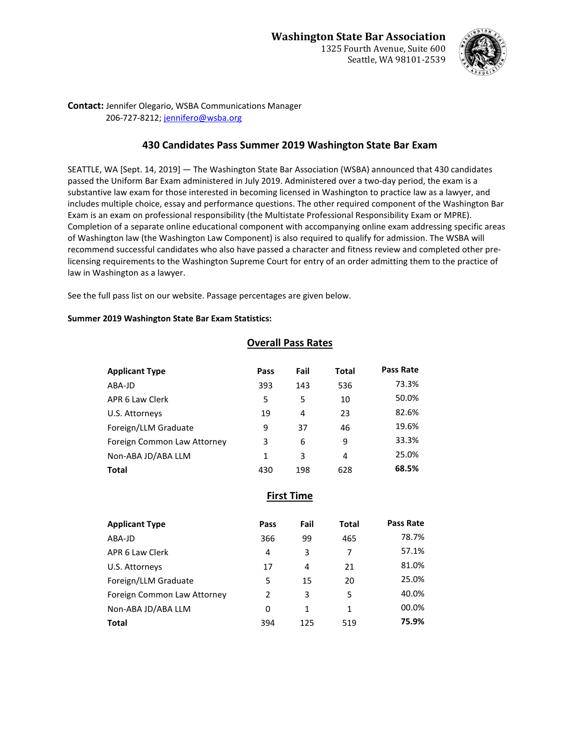**Washington State Bar Association**
1325 Fourth Avenue, Suite 600
Seattle, WA 98101-2539

**Contact:** Jennifer Olegario, WSBA Communications Manager
206-727-8212; jennifero@wsba.org

## 430 Candidates Pass Summer 2019 Washington State Bar Exam

SEATTLE, WA [Sept. 14, 2019] — The Washington State Bar Association (WSBA) announced that 430 candidates passed the Uniform Bar Exam administered in July 2019. Administered over a two-day period, the exam is a substantive law exam for those interested in becoming licensed in Washington to practice law as a lawyer, and includes multiple choice, essay and performance questions. The other required component of the Washington Bar Exam is an exam on professional responsibility (the Multistate Professional Responsibility Exam or MPRE). Completion of a separate online educational component with accompanying online exam addressing specific areas of Washington law (the Washington Law Component) is also required to qualify for admission. The WSBA will recommend successful candidates who also have passed a character and fitness review and completed other pre-licensing requirements to the Washington Supreme Court for entry of an order admitting them to the practice of law in Washington as a lawyer.

See the full pass list on our website. Passage percentages are given below.

**Summer 2019 Washington State Bar Exam Statistics:**

### Overall Pass Rates

| Applicant Type | Pass | Fail | Total | Pass Rate |
|---|---|---|---|---|
| ABA-JD | 393 | 143 | 536 | 73.3% |
| APR 6 Law Clerk | 5 | 5 | 10 | 50.0% |
| U.S. Attorneys | 19 | 4 | 23 | 82.6% |
| Foreign/LLM Graduate | 9 | 37 | 46 | 19.6% |
| Foreign Common Law Attorney | 3 | 6 | 9 | 33.3% |
| Non-ABA JD/ABA LLM | 1 | 3 | 4 | 25.0% |
| **Total** | 430 | 198 | 628 | **68.5%** |

### First Time

| Applicant Type | Pass | Fail | Total | Pass Rate |
|---|---|---|---|---|
| ABA-JD | 366 | 99 | 465 | 78.7% |
| APR 6 Law Clerk | 4 | 3 | 7 | 57.1% |
| U.S. Attorneys | 17 | 4 | 21 | 81.0% |
| Foreign/LLM Graduate | 5 | 15 | 20 | 25.0% |
| Foreign Common Law Attorney | 2 | 3 | 5 | 40.0% |
| Non-ABA JD/ABA LLM | 0 | 1 | 1 | 00.0% |
| **Total** | 394 | 125 | 519 | **75.9%** |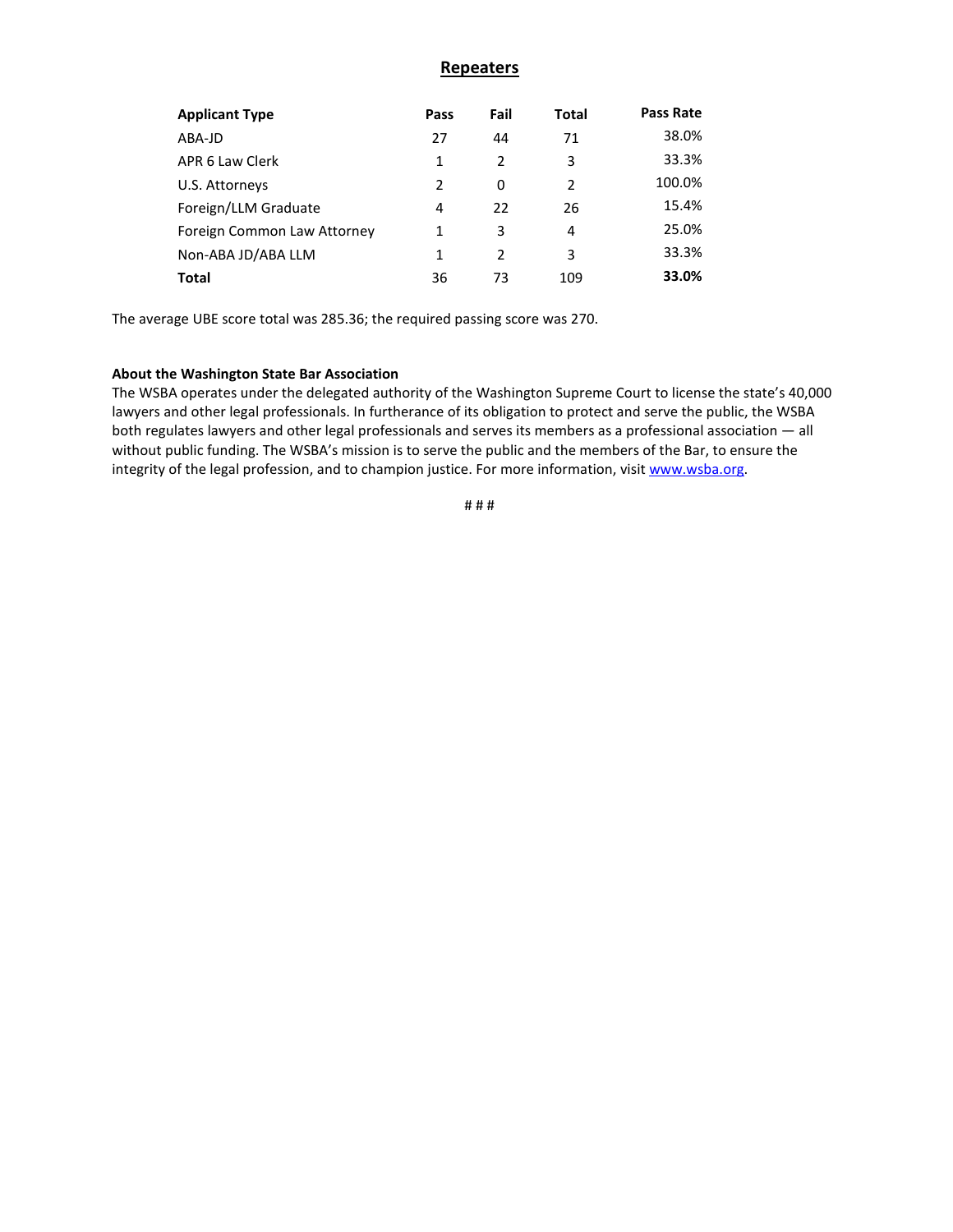## Repeaters

| Applicant Type | Pass | Fail | Total | Pass Rate |
|---|---|---|---|---|
| ABA-JD | 27 | 44 | 71 | 38.0% |
| APR 6 Law Clerk | 1 | 2 | 3 | 33.3% |
| U.S. Attorneys | 2 | 0 | 2 | 100.0% |
| Foreign/LLM Graduate | 4 | 22 | 26 | 15.4% |
| Foreign Common Law Attorney | 1 | 3 | 4 | 25.0% |
| Non-ABA JD/ABA LLM | 1 | 2 | 3 | 33.3% |
| **Total** | 36 | 73 | 109 | **33.0%** |

The average UBE score total was 285.36; the required passing score was 270.

**About the Washington State Bar Association**
The WSBA operates under the delegated authority of the Washington Supreme Court to license the state's 40,000 lawyers and other legal professionals. In furtherance of its obligation to protect and serve the public, the WSBA both regulates lawyers and other legal professionals and serves its members as a professional association — all without public funding. The WSBA's mission is to serve the public and the members of the Bar, to ensure the integrity of the legal profession, and to champion justice. For more information, visit www.wsba.org.

# # #